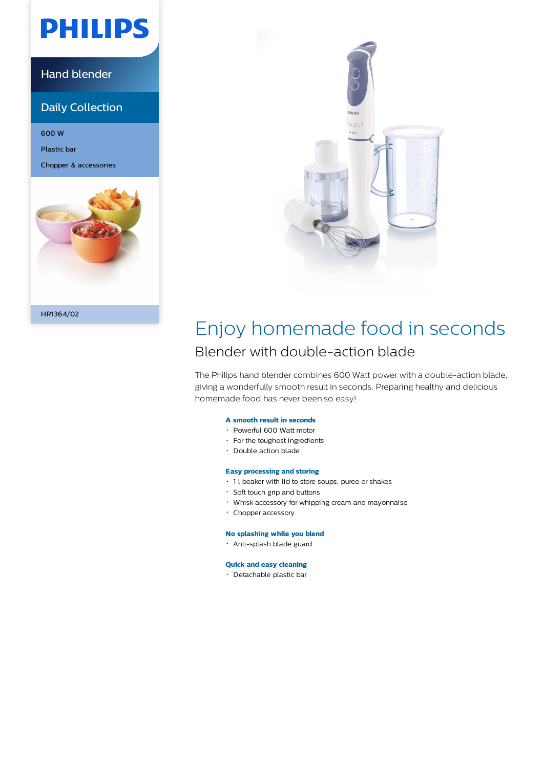PHILIPS

Hand blender

Daily Collection

600 W

Plastic bar

Chopper & accessories

HR1364/02

# Enjoy homemade food in seconds

## Blender with double-action blade

The Philips hand blender combines 600 Watt power with a double-action blade, giving a wonderfully smooth result in seconds. Preparing healthy and delicious homemade food has never been so easy!

**A smooth result in seconds**
- Powerful 600 Watt motor
- For the toughest ingredients
- Double action blade

**Easy processing and storing**
- 1 l beaker with lid to store soups, puree or shakes
- Soft touch grip and buttons
- Whisk accessory for whipping cream and mayonnaise
- Chopper accessory

**No splashing while you blend**
- Anti-splash blade guard

**Quick and easy cleaning**
- Detachable plastic bar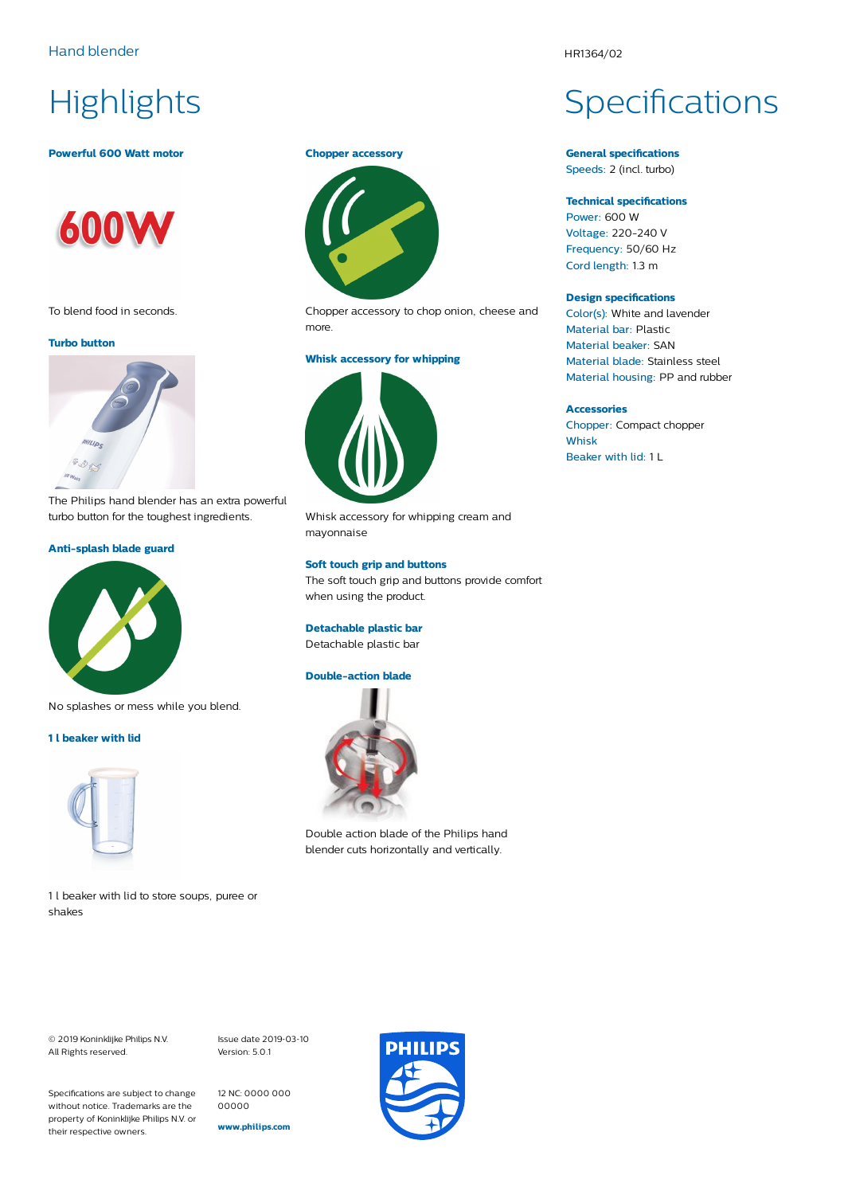Hand blender

HR1364/02

# Highlights

### Powerful 600 Watt motor

600W

To blend food in seconds.

### Turbo button

The Philips hand blender has an extra powerful turbo button for the toughest ingredients.

### Anti-splash blade guard

No splashes or mess while you blend.

### 1 l beaker with lid

1 l beaker with lid to store soups, puree or shakes

### Chopper accessory

Chopper accessory to chop onion, cheese and more.

### Whisk accessory for whipping

Whisk accessory for whipping cream and mayonnaise

### Soft touch grip and buttons

The soft touch grip and buttons provide comfort when using the product.

### Detachable plastic bar

Detachable plastic bar

### Double-action blade

Double action blade of the Philips hand blender cuts horizontally and vertically.

# Specifications

### General specifications

- Speeds: 2 (incl. turbo)

### Technical specifications

- Power: 600 W
- Voltage: 220-240 V
- Frequency: 50/60 Hz
- Cord length: 1.3 m

### Design specifications

- Color(s): White and lavender
- Material bar: Plastic
- Material beaker: SAN
- Material blade: Stainless steel
- Material housing: PP and rubber

### Accessories

- Chopper: Compact chopper
- Whisk
- Beaker with lid: 1 L

© 2019 Koninklijke Philips N.V.
All Rights reserved.

Specifications are subject to change without notice. Trademarks are the property of Koninklijke Philips N.V. or their respective owners.

Issue date 2019-03-10
Version: 5.0.1

12 NC: 0000 000 00000

www.philips.com

PHILIPS